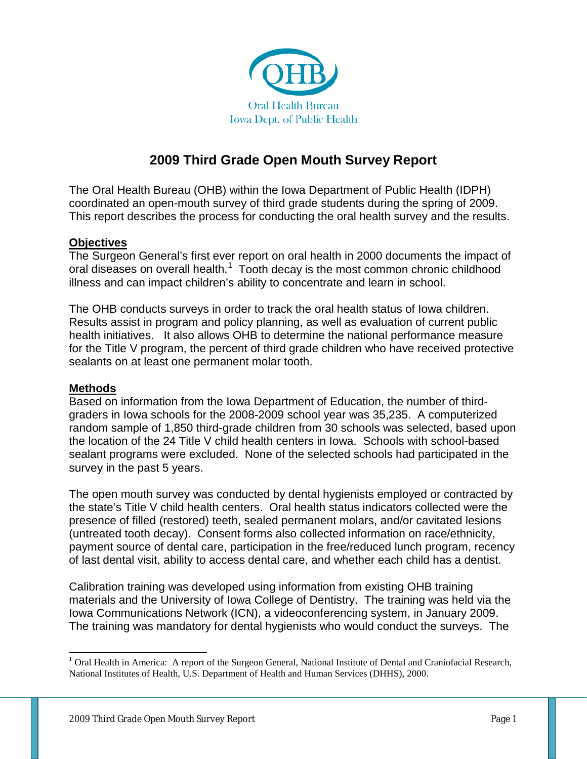Oral Health Bureau
Iowa Dept. of Public Health

# 2009 Third Grade Open Mouth Survey Report

The Oral Health Bureau (OHB) within the Iowa Department of Public Health (IDPH) coordinated an open-mouth survey of third grade students during the spring of 2009. This report describes the process for conducting the oral health survey and the results.

## Objectives

The Surgeon General's first ever report on oral health in 2000 documents the impact of oral diseases on overall health.[1] Tooth decay is the most common chronic childhood illness and can impact children's ability to concentrate and learn in school.

The OHB conducts surveys in order to track the oral health status of Iowa children. Results assist in program and policy planning, as well as evaluation of current public health initiatives. It also allows OHB to determine the national performance measure for the Title V program, the percent of third grade children who have received protective sealants on at least one permanent molar tooth.

## Methods

Based on information from the Iowa Department of Education, the number of third-graders in Iowa schools for the 2008-2009 school year was 35,235. A computerized random sample of 1,850 third-grade children from 30 schools was selected, based upon the location of the 24 Title V child health centers in Iowa. Schools with school-based sealant programs were excluded. None of the selected schools had participated in the survey in the past 5 years.

The open mouth survey was conducted by dental hygienists employed or contracted by the state's Title V child health centers. Oral health status indicators collected were the presence of filled (restored) teeth, sealed permanent molars, and/or cavitated lesions (untreated tooth decay). Consent forms also collected information on race/ethnicity, payment source of dental care, participation in the free/reduced lunch program, recency of last dental visit, ability to access dental care, and whether each child has a dentist.

Calibration training was developed using information from existing OHB training materials and the University of Iowa College of Dentistry. The training was held via the Iowa Communications Network (ICN), a videoconferencing system, in January 2009. The training was mandatory for dental hygienists who would conduct the surveys. The

[1] Oral Health in America: A report of the Surgeon General, National Institute of Dental and Craniofacial Research, National Institutes of Health, U.S. Department of Health and Human Services (DHHS), 2000.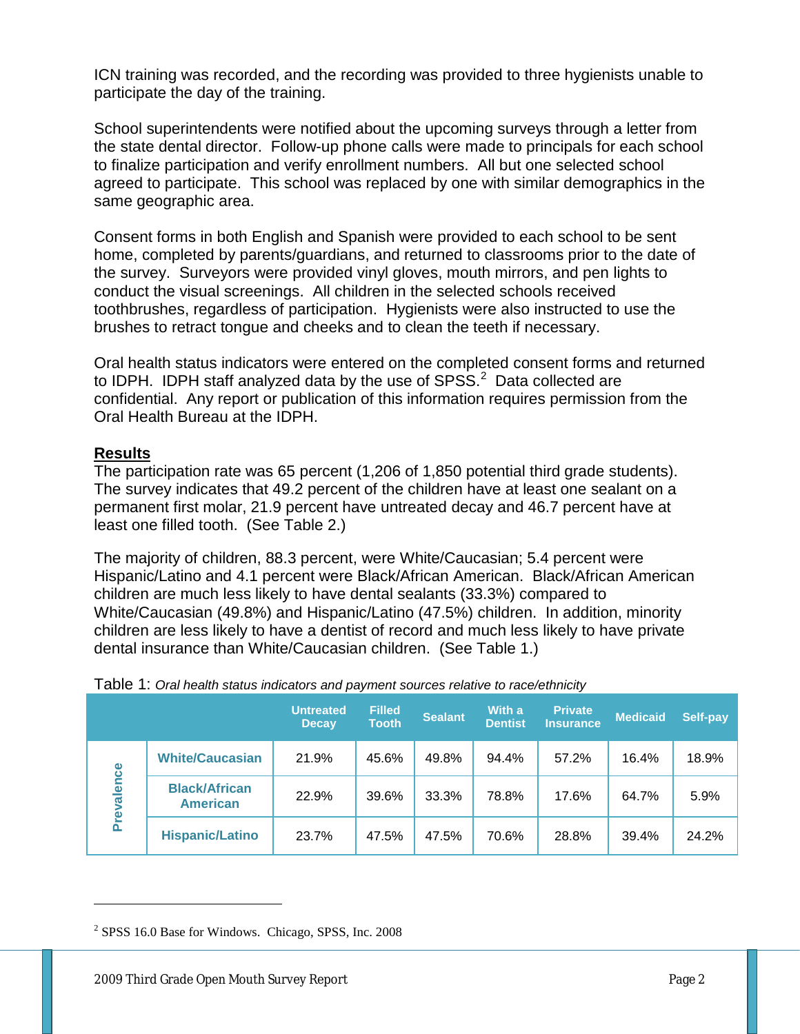ICN training was recorded, and the recording was provided to three hygienists unable to participate the day of the training.

School superintendents were notified about the upcoming surveys through a letter from the state dental director. Follow-up phone calls were made to principals for each school to finalize participation and verify enrollment numbers. All but one selected school agreed to participate. This school was replaced by one with similar demographics in the same geographic area.

Consent forms in both English and Spanish were provided to each school to be sent home, completed by parents/guardians, and returned to classrooms prior to the date of the survey. Surveyors were provided vinyl gloves, mouth mirrors, and pen lights to conduct the visual screenings. All children in the selected schools received toothbrushes, regardless of participation. Hygienists were also instructed to use the brushes to retract tongue and cheeks and to clean the teeth if necessary.

Oral health status indicators were entered on the completed consent forms and returned to IDPH. IDPH staff analyzed data by the use of SPSS.[2] Data collected are confidential. Any report or publication of this information requires permission from the Oral Health Bureau at the IDPH.

**Results**

The participation rate was 65 percent (1,206 of 1,850 potential third grade students). The survey indicates that 49.2 percent of the children have at least one sealant on a permanent first molar, 21.9 percent have untreated decay and 46.7 percent have at least one filled tooth. (See Table 2.)

The majority of children, 88.3 percent, were White/Caucasian; 5.4 percent were Hispanic/Latino and 4.1 percent were Black/African American. Black/African American children are much less likely to have dental sealants (33.3%) compared to White/Caucasian (49.8%) and Hispanic/Latino (47.5%) children. In addition, minority children are less likely to have a dentist of record and much less likely to have private dental insurance than White/Caucasian children. (See Table 1.)

Table 1: *Oral health status indicators and payment sources relative to race/ethnicity*

| | | Untreated Decay | Filled Tooth | Sealant | With a Dentist | Private Insurance | Medicaid | Self-pay |
|---|---|---|---|---|---|---|---|---|
| Prevalence | White/Caucasian | 21.9% | 45.6% | 49.8% | 94.4% | 57.2% | 16.4% | 18.9% |
| | Black/African American | 22.9% | 39.6% | 33.3% | 78.8% | 17.6% | 64.7% | 5.9% |
| | Hispanic/Latino | 23.7% | 47.5% | 47.5% | 70.6% | 28.8% | 39.4% | 24.2% |

[2] SPSS 16.0 Base for Windows. Chicago, SPSS, Inc. 2008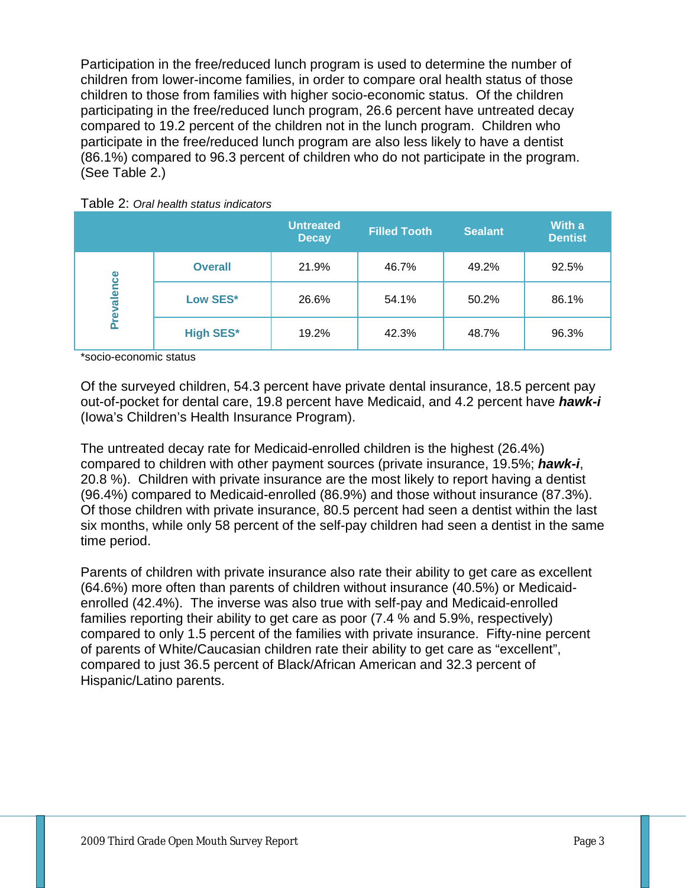Participation in the free/reduced lunch program is used to determine the number of children from lower-income families, in order to compare oral health status of those children to those from families with higher socio-economic status. Of the children participating in the free/reduced lunch program, 26.6 percent have untreated decay compared to 19.2 percent of the children not in the lunch program. Children who participate in the free/reduced lunch program are also less likely to have a dentist (86.1%) compared to 96.3 percent of children who do not participate in the program. (See Table 2.)

Table 2: *Oral health status indicators*

| | | Untreated Decay | Filled Tooth | Sealant | With a Dentist |
|---|---|---|---|---|---|
| Prevalence | Overall | 21.9% | 46.7% | 49.2% | 92.5% |
| | Low SES* | 26.6% | 54.1% | 50.2% | 86.1% |
| | High SES* | 19.2% | 42.3% | 48.7% | 96.3% |

*socio-economic status

Of the surveyed children, 54.3 percent have private dental insurance, 18.5 percent pay out-of-pocket for dental care, 19.8 percent have Medicaid, and 4.2 percent have ***hawk-i*** (Iowa's Children's Health Insurance Program).

The untreated decay rate for Medicaid-enrolled children is the highest (26.4%) compared to children with other payment sources (private insurance, 19.5%; ***hawk-i***, 20.8 %). Children with private insurance are the most likely to report having a dentist (96.4%) compared to Medicaid-enrolled (86.9%) and those without insurance (87.3%). Of those children with private insurance, 80.5 percent had seen a dentist within the last six months, while only 58 percent of the self-pay children had seen a dentist in the same time period.

Parents of children with private insurance also rate their ability to get care as excellent (64.6%) more often than parents of children without insurance (40.5%) or Medicaid-enrolled (42.4%). The inverse was also true with self-pay and Medicaid-enrolled families reporting their ability to get care as poor (7.4 % and 5.9%, respectively) compared to only 1.5 percent of the families with private insurance. Fifty-nine percent of parents of White/Caucasian children rate their ability to get care as "excellent", compared to just 36.5 percent of Black/African American and 32.3 percent of Hispanic/Latino parents.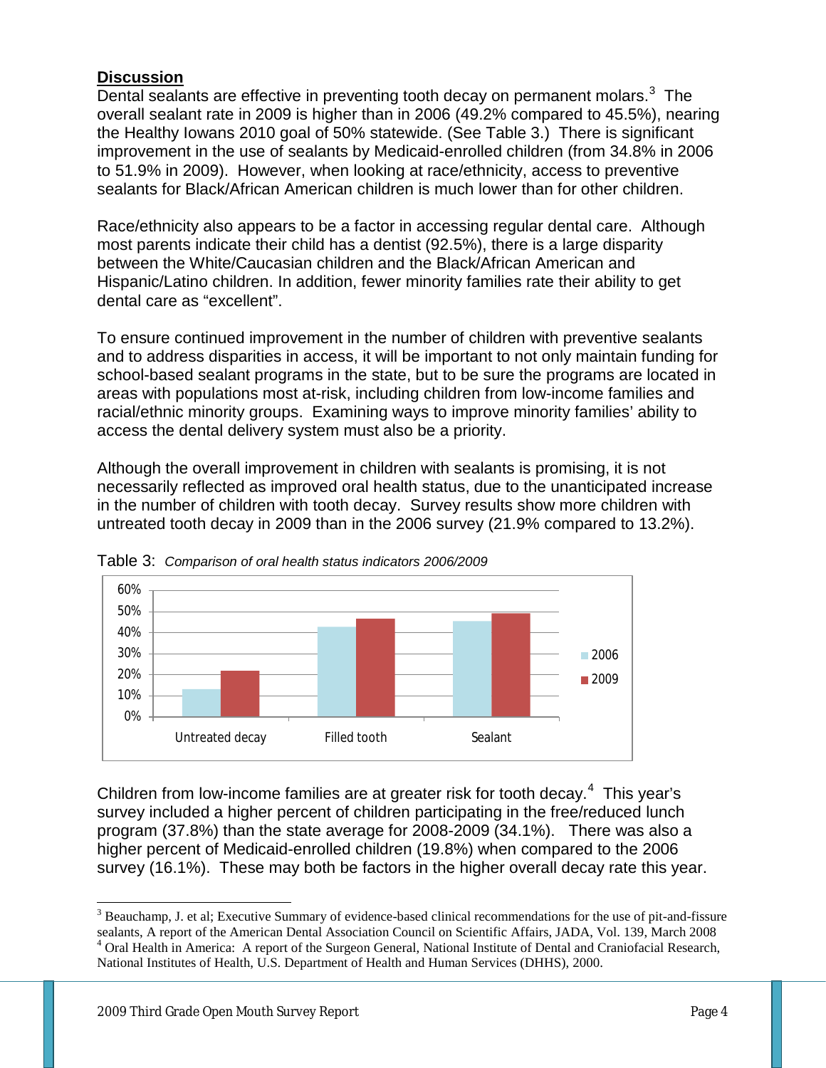## Discussion

Dental sealants are effective in preventing tooth decay on permanent molars.[3] The overall sealant rate in 2009 is higher than in 2006 (49.2% compared to 45.5%), nearing the Healthy Iowans 2010 goal of 50% statewide. (See Table 3.) There is significant improvement in the use of sealants by Medicaid-enrolled children (from 34.8% in 2006 to 51.9% in 2009). However, when looking at race/ethnicity, access to preventive sealants for Black/African American children is much lower than for other children.

Race/ethnicity also appears to be a factor in accessing regular dental care. Although most parents indicate their child has a dentist (92.5%), there is a large disparity between the White/Caucasian children and the Black/African American and Hispanic/Latino children. In addition, fewer minority families rate their ability to get dental care as "excellent".

To ensure continued improvement in the number of children with preventive sealants and to address disparities in access, it will be important to not only maintain funding for school-based sealant programs in the state, but to be sure the programs are located in areas with populations most at-risk, including children from low-income families and racial/ethnic minority groups. Examining ways to improve minority families' ability to access the dental delivery system must also be a priority.

Although the overall improvement in children with sealants is promising, it is not necessarily reflected as improved oral health status, due to the unanticipated increase in the number of children with tooth decay. Survey results show more children with untreated tooth decay in 2009 than in the 2006 survey (21.9% compared to 13.2%).

Table 3: *Comparison of oral health status indicators 2006/2009*

Children from low-income families are at greater risk for tooth decay.[4] This year's survey included a higher percent of children participating in the free/reduced lunch program (37.8%) than the state average for 2008-2009 (34.1%). There was also a higher percent of Medicaid-enrolled children (19.8%) when compared to the 2006 survey (16.1%). These may both be factors in the higher overall decay rate this year.

---

[3] Beauchamp, J. et al; Executive Summary of evidence-based clinical recommendations for the use of pit-and-fissure sealants, A report of the American Dental Association Council on Scientific Affairs, JADA, Vol. 139, March 2008

[4] Oral Health in America: A report of the Surgeon General, National Institute of Dental and Craniofacial Research, National Institutes of Health, U.S. Department of Health and Human Services (DHHS), 2000.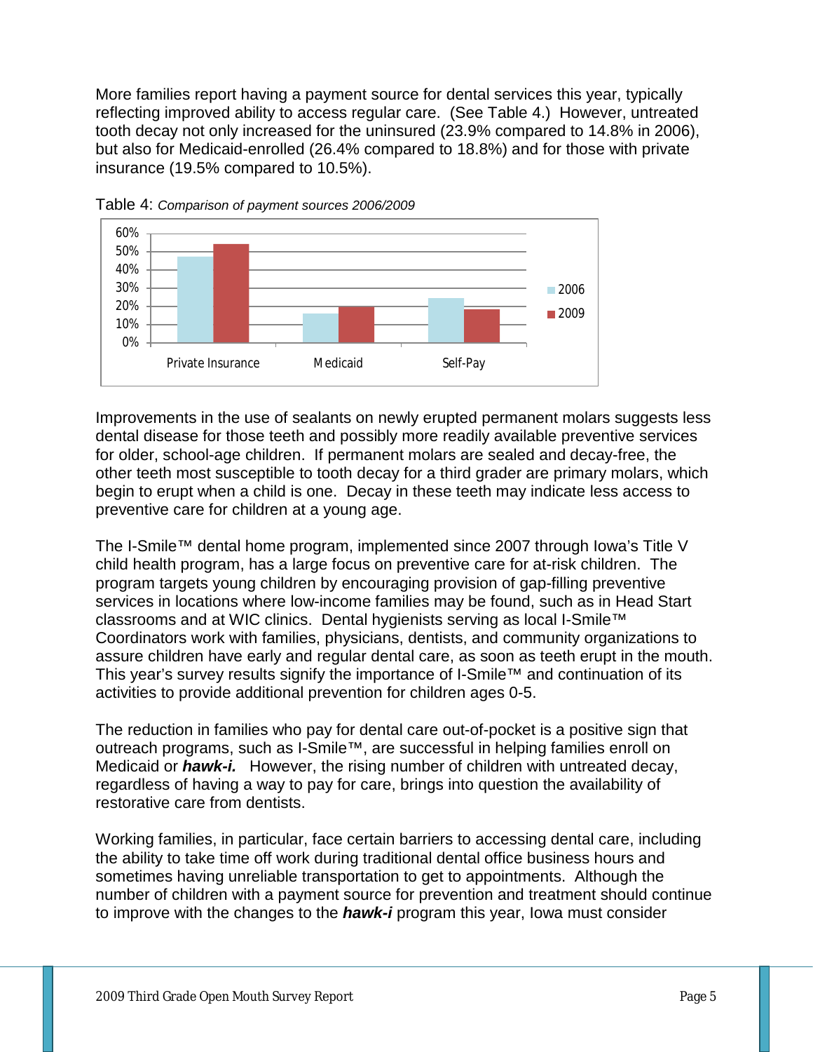More families report having a payment source for dental services this year, typically reflecting improved ability to access regular care. (See Table 4.) However, untreated tooth decay not only increased for the uninsured (23.9% compared to 14.8% in 2006), but also for Medicaid-enrolled (26.4% compared to 18.8%) and for those with private insurance (19.5% compared to 10.5%).

Table 4: *Comparison of payment sources 2006/2009*

Improvements in the use of sealants on newly erupted permanent molars suggests less dental disease for those teeth and possibly more readily available preventive services for older, school-age children. If permanent molars are sealed and decay-free, the other teeth most susceptible to tooth decay for a third grader are primary molars, which begin to erupt when a child is one. Decay in these teeth may indicate less access to preventive care for children at a young age.

The I-Smile™ dental home program, implemented since 2007 through Iowa's Title V child health program, has a large focus on preventive care for at-risk children. The program targets young children by encouraging provision of gap-filling preventive services in locations where low-income families may be found, such as in Head Start classrooms and at WIC clinics. Dental hygienists serving as local I-Smile™ Coordinators work with families, physicians, dentists, and community organizations to assure children have early and regular dental care, as soon as teeth erupt in the mouth. This year's survey results signify the importance of I-Smile™ and continuation of its activities to provide additional prevention for children ages 0-5.

The reduction in families who pay for dental care out-of-pocket is a positive sign that outreach programs, such as I-Smile™, are successful in helping families enroll on Medicaid or ***hawk-i.*** However, the rising number of children with untreated decay, regardless of having a way to pay for care, brings into question the availability of restorative care from dentists.

Working families, in particular, face certain barriers to accessing dental care, including the ability to take time off work during traditional dental office business hours and sometimes having unreliable transportation to get to appointments. Although the number of children with a payment source for prevention and treatment should continue to improve with the changes to the ***hawk-i*** program this year, Iowa must consider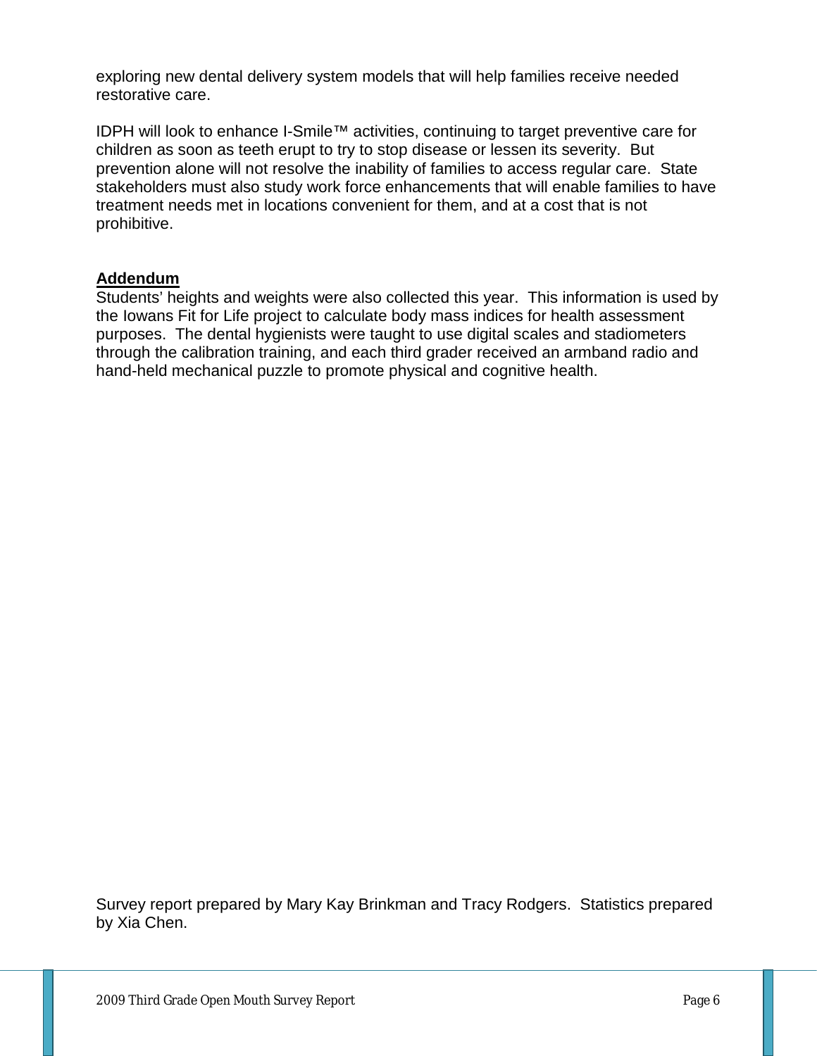exploring new dental delivery system models that will help families receive needed restorative care.

IDPH will look to enhance I-Smile™ activities, continuing to target preventive care for children as soon as teeth erupt to try to stop disease or lessen its severity. But prevention alone will not resolve the inability of families to access regular care. State stakeholders must also study work force enhancements that will enable families to have treatment needs met in locations convenient for them, and at a cost that is not prohibitive.

## Addendum

Students' heights and weights were also collected this year. This information is used by the Iowans Fit for Life project to calculate body mass indices for health assessment purposes. The dental hygienists were taught to use digital scales and stadiometers through the calibration training, and each third grader received an armband radio and hand-held mechanical puzzle to promote physical and cognitive health.

Survey report prepared by Mary Kay Brinkman and Tracy Rodgers. Statistics prepared by Xia Chen.